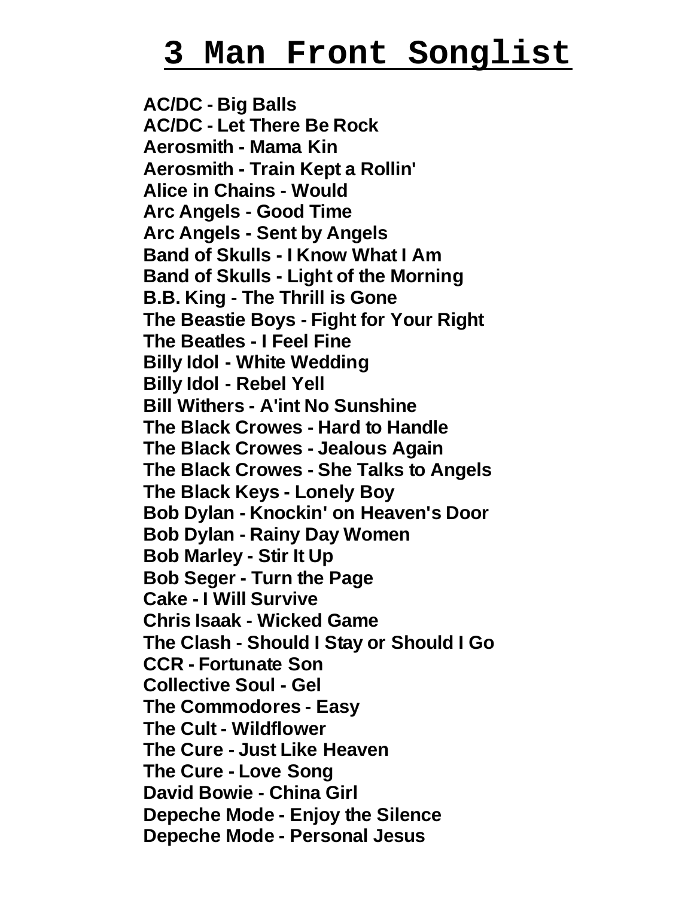# 3 Man Front Songlist

**AC/DC - Big Balls**
**AC/DC - Let There Be Rock**
**Aerosmith - Mama Kin**
**Aerosmith - Train Kept a Rollin'**
**Alice in Chains - Would**
**Arc Angels - Good Time**
**Arc Angels - Sent by Angels**
**Band of Skulls - I Know What I Am**
**Band of Skulls - Light of the Morning**
**B.B. King - The Thrill is Gone**
**The Beastie Boys - Fight for Your Right**
**The Beatles - I Feel Fine**
**Billy Idol - White Wedding**
**Billy Idol - Rebel Yell**
**Bill Withers - A'int No Sunshine**
**The Black Crowes - Hard to Handle**
**The Black Crowes - Jealous Again**
**The Black Crowes - She Talks to Angels**
**The Black Keys - Lonely Boy**
**Bob Dylan - Knockin' on Heaven's Door**
**Bob Dylan - Rainy Day Women**
**Bob Marley - Stir It Up**
**Bob Seger - Turn the Page**
**Cake - I Will Survive**
**Chris Isaak - Wicked Game**
**The Clash - Should I Stay or Should I Go**
**CCR - Fortunate Son**
**Collective Soul - Gel**
**The Commodores - Easy**
**The Cult - Wildflower**
**The Cure - Just Like Heaven**
**The Cure - Love Song**
**David Bowie - China Girl**
**Depeche Mode - Enjoy the Silence**
**Depeche Mode - Personal Jesus**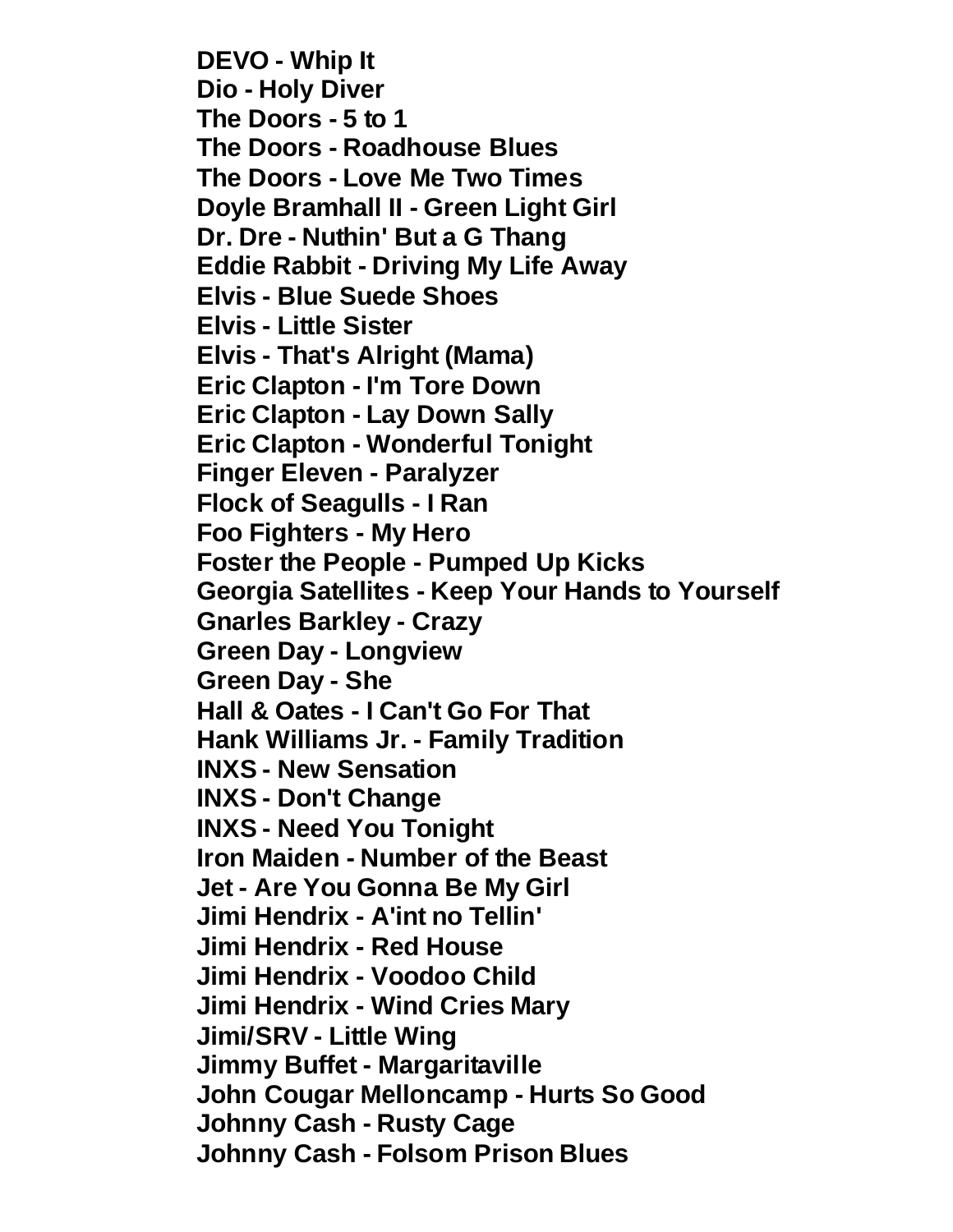**DEVO - Whip It**
**Dio - Holy Diver**
**The Doors - 5 to 1**
**The Doors - Roadhouse Blues**
**The Doors - Love Me Two Times**
**Doyle Bramhall II - Green Light Girl**
**Dr. Dre - Nuthin' But a G Thang**
**Eddie Rabbit - Driving My Life Away**
**Elvis - Blue Suede Shoes**
**Elvis - Little Sister**
**Elvis - That's Alright (Mama)**
**Eric Clapton - I'm Tore Down**
**Eric Clapton - Lay Down Sally**
**Eric Clapton - Wonderful Tonight**
**Finger Eleven - Paralyzer**
**Flock of Seagulls - I Ran**
**Foo Fighters - My Hero**
**Foster the People - Pumped Up Kicks**
**Georgia Satellites - Keep Your Hands to Yourself**
**Gnarles Barkley - Crazy**
**Green Day - Longview**
**Green Day - She**
**Hall & Oates - I Can't Go For That**
**Hank Williams Jr. - Family Tradition**
**INXS - New Sensation**
**INXS - Don't Change**
**INXS - Need You Tonight**
**Iron Maiden - Number of the Beast**
**Jet - Are You Gonna Be My Girl**
**Jimi Hendrix - A'int no Tellin'**
**Jimi Hendrix - Red House**
**Jimi Hendrix - Voodoo Child**
**Jimi Hendrix - Wind Cries Mary**
**Jimi/SRV - Little Wing**
**Jimmy Buffet - Margaritaville**
**John Cougar Melloncamp - Hurts So Good**
**Johnny Cash - Rusty Cage**
**Johnny Cash - Folsom Prison Blues**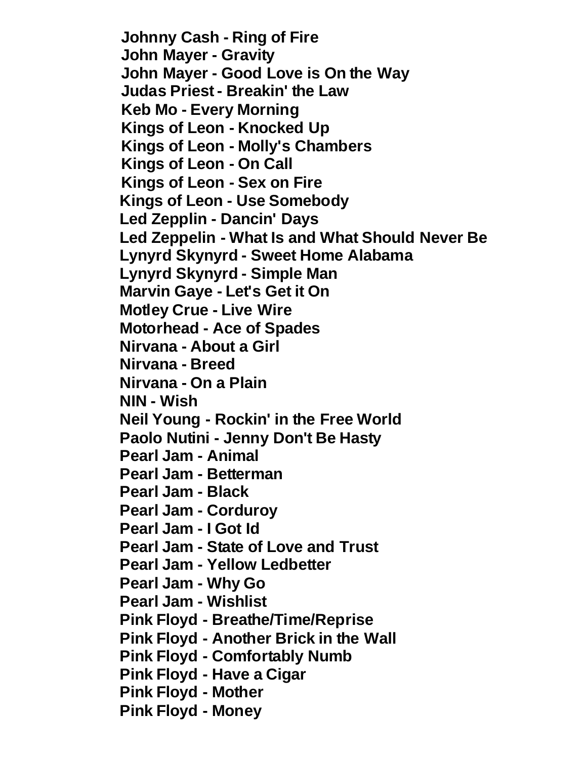**Johnny Cash - Ring of Fire**
**John Mayer - Gravity**
**John Mayer - Good Love is On the Way**
**Judas Priest - Breakin' the Law**
**Keb Mo - Every Morning**
**Kings of Leon - Knocked Up**
**Kings of Leon - Molly's Chambers**
**Kings of Leon - On Call**
**Kings of Leon - Sex on Fire**
**Kings of Leon - Use Somebody**
**Led Zepplin - Dancin' Days**
**Led Zeppelin - What Is and What Should Never Be**
**Lynyrd Skynyrd - Sweet Home Alabama**
**Lynyrd Skynyrd - Simple Man**
**Marvin Gaye - Let's Get it On**
**Motley Crue - Live Wire**
**Motorhead - Ace of Spades**
**Nirvana - About a Girl**
**Nirvana - Breed**
**Nirvana - On a Plain**
**NIN - Wish**
**Neil Young - Rockin' in the Free World**
**Paolo Nutini - Jenny Don't Be Hasty**
**Pearl Jam - Animal**
**Pearl Jam - Betterman**
**Pearl Jam - Black**
**Pearl Jam - Corduroy**
**Pearl Jam - I Got Id**
**Pearl Jam - State of Love and Trust**
**Pearl Jam - Yellow Ledbetter**
**Pearl Jam - Why Go**
**Pearl Jam - Wishlist**
**Pink Floyd - Breathe/Time/Reprise**
**Pink Floyd - Another Brick in the Wall**
**Pink Floyd - Comfortably Numb**
**Pink Floyd - Have a Cigar**
**Pink Floyd - Mother**
**Pink Floyd - Money**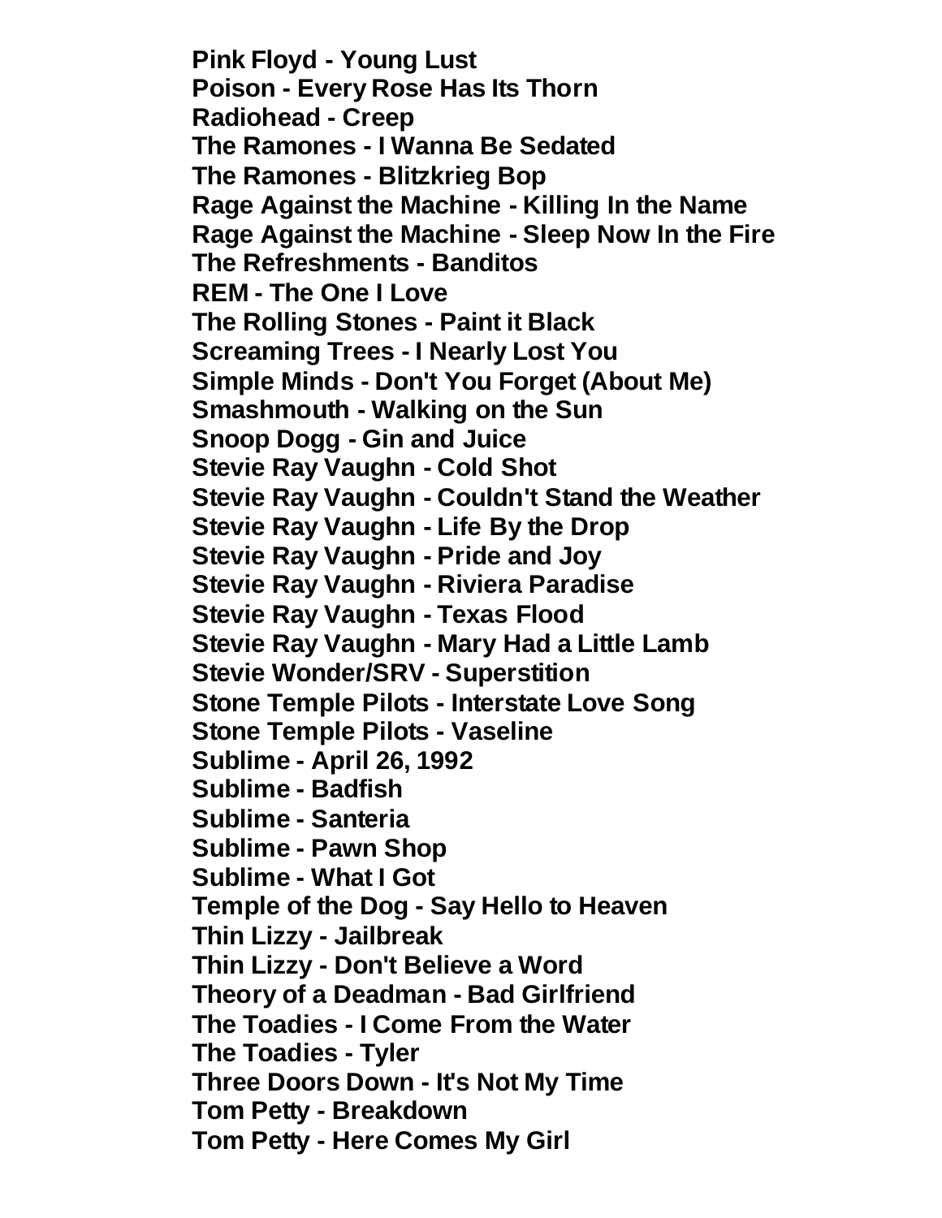**Pink Floyd - Young Lust**
**Poison - Every Rose Has Its Thorn**
**Radiohead - Creep**
**The Ramones - I Wanna Be Sedated**
**The Ramones - Blitzkrieg Bop**
**Rage Against the Machine - Killing In the Name**
**Rage Against the Machine - Sleep Now In the Fire**
**The Refreshments - Banditos**
**REM - The One I Love**
**The Rolling Stones - Paint it Black**
**Screaming Trees - I Nearly Lost You**
**Simple Minds - Don't You Forget (About Me)**
**Smashmouth - Walking on the Sun**
**Snoop Dogg - Gin and Juice**
**Stevie Ray Vaughn - Cold Shot**
**Stevie Ray Vaughn - Couldn't Stand the Weather**
**Stevie Ray Vaughn - Life By the Drop**
**Stevie Ray Vaughn - Pride and Joy**
**Stevie Ray Vaughn - Riviera Paradise**
**Stevie Ray Vaughn - Texas Flood**
**Stevie Ray Vaughn - Mary Had a Little Lamb**
**Stevie Wonder/SRV - Superstition**
**Stone Temple Pilots - Interstate Love Song**
**Stone Temple Pilots - Vaseline**
**Sublime - April 26, 1992**
**Sublime - Badfish**
**Sublime - Santeria**
**Sublime - Pawn Shop**
**Sublime - What I Got**
**Temple of the Dog - Say Hello to Heaven**
**Thin Lizzy - Jailbreak**
**Thin Lizzy - Don't Believe a Word**
**Theory of a Deadman - Bad Girlfriend**
**The Toadies - I Come From the Water**
**The Toadies - Tyler**
**Three Doors Down - It's Not My Time**
**Tom Petty - Breakdown**
**Tom Petty - Here Comes My Girl**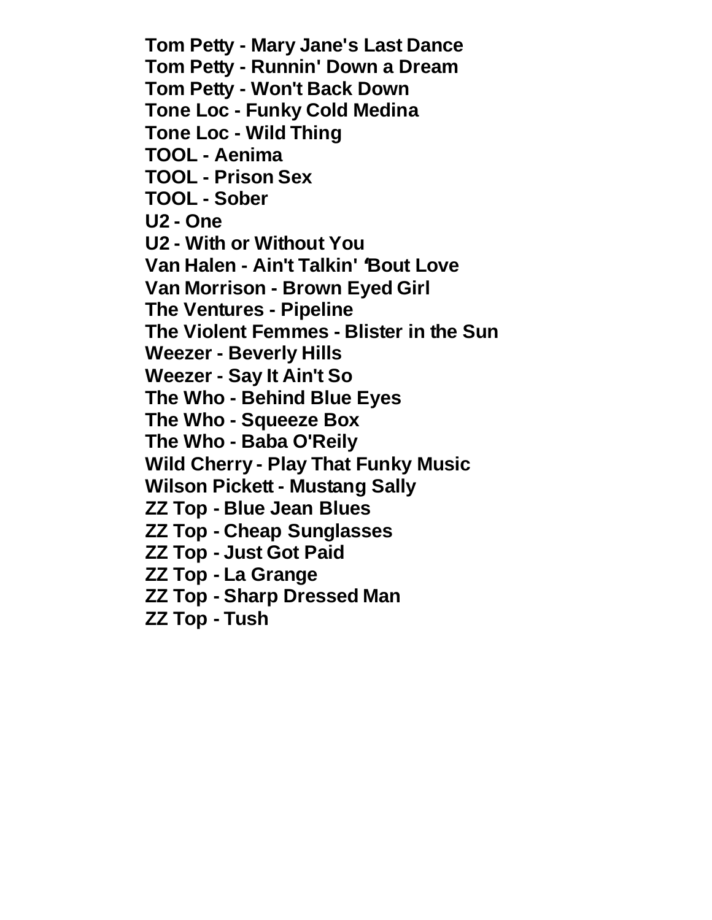**Tom Petty - Mary Jane's Last Dance**
**Tom Petty - Runnin' Down a Dream**
**Tom Petty - Won't Back Down**
**Tone Loc - Funky Cold Medina**
**Tone Loc - Wild Thing**
**TOOL - Aenima**
**TOOL - Prison Sex**
**TOOL - Sober**
**U2 - One**
**U2 - With or Without You**
**Van Halen - Ain't Talkin' 'Bout Love**
**Van Morrison - Brown Eyed Girl**
**The Ventures - Pipeline**
**The Violent Femmes - Blister in the Sun**
**Weezer - Beverly Hills**
**Weezer - Say It Ain't So**
**The Who - Behind Blue Eyes**
**The Who - Squeeze Box**
**The Who - Baba O'Reily**
**Wild Cherry - Play That Funky Music**
**Wilson Pickett - Mustang Sally**
**ZZ Top - Blue Jean Blues**
**ZZ Top - Cheap Sunglasses**
**ZZ Top - Just Got Paid**
**ZZ Top - La Grange**
**ZZ Top - Sharp Dressed Man**
**ZZ Top - Tush**